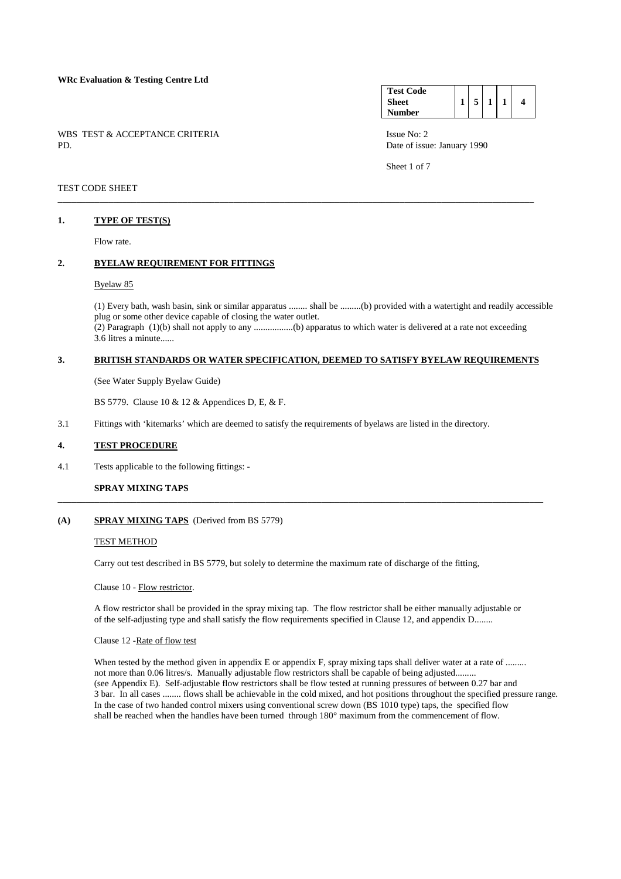**WRc Evaluation & Testing Centre Ltd**

| Test Code Sheet Number | 1 | 5 | 1 | 1 | 4 |
|---|---|---|---|---|---|

WBS TEST & ACCEPTANCE CRITERIA
PD.

Issue No: 2
Date of issue: January 1990

TEST CODE SHEET

## 1. TYPE OF TEST(S)

Flow rate.

## 2. BYELAW REQUIREMENT FOR FITTINGS

Byelaw 85

(1) Every bath, wash basin, sink or similar apparatus ........ shall be .........(b) provided with a watertight and readily accessible plug or some other device capable of closing the water outlet.
(2) Paragraph (1)(b) shall not apply to any .................(b) apparatus to which water is delivered at a rate not exceeding 3.6 litres a minute......

## 3. BRITISH STANDARDS OR WATER SPECIFICATION, DEEMED TO SATISFY BYELAW REQUIREMENTS

(See Water Supply Byelaw Guide)

BS 5779. Clause 10 & 12 & Appendices D, E, & F.

3.1 Fittings with 'kitemarks' which are deemed to satisfy the requirements of byelaws are listed in the directory.

## 4. TEST PROCEDURE

4.1 Tests applicable to the following fittings: -

**SPRAY MIXING TAPS**

---

## (A) SPRAY MIXING TAPS (Derived from BS 5779)

TEST METHOD

Carry out test described in BS 5779, but solely to determine the maximum rate of discharge of the fitting,

Clause 10 - Flow restrictor.

A flow restrictor shall be provided in the spray mixing tap. The flow restrictor shall be either manually adjustable or of the self-adjusting type and shall satisfy the flow requirements specified in Clause 12, and appendix D........

Clause 12 -Rate of flow test

When tested by the method given in appendix E or appendix F, spray mixing taps shall deliver water at a rate of ......... not more than 0.06 litres/s. Manually adjustable flow restrictors shall be capable of being adjusted......... (see Appendix E). Self-adjustable flow restrictors shall be flow tested at running pressures of between 0.27 bar and 3 bar. In all cases ........ flows shall be achievable in the cold mixed, and hot positions throughout the specified pressure range. In the case of two handed control mixers using conventional screw down (BS 1010 type) taps, the specified flow shall be reached when the handles have been turned through 180° maximum from the commencement of flow.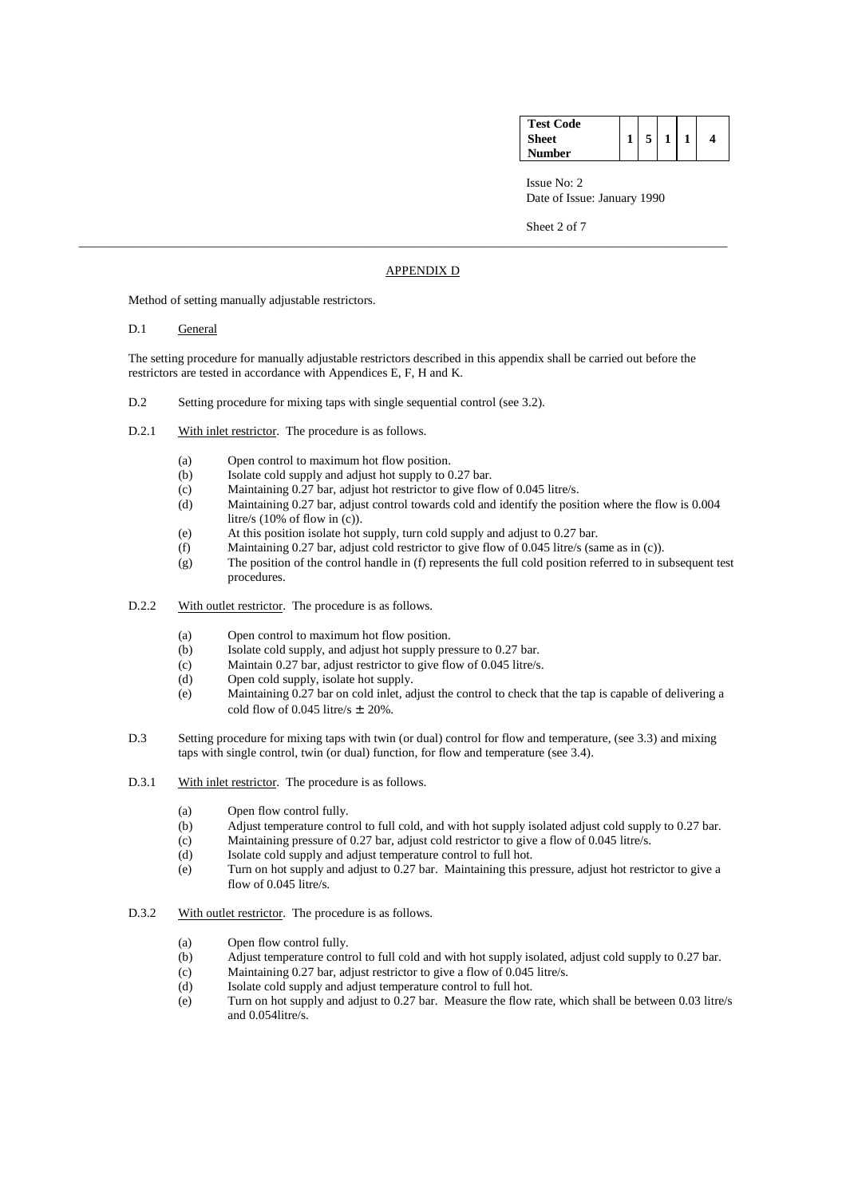| Test Code Sheet Number | 1 | 5 | 1 | 1 | 4 |
|---|---|---|---|---|---|

Issue No: 2
Date of Issue: January 1990

## APPENDIX D

Method of setting manually adjustable restrictors.

D.1 General

The setting procedure for manually adjustable restrictors described in this appendix shall be carried out before the restrictors are tested in accordance with Appendices E, F, H and K.

D.2 Setting procedure for mixing taps with single sequential control (see 3.2).

D.2.1 With inlet restrictor. The procedure is as follows.

- (a) Open control to maximum hot flow position.
- (b) Isolate cold supply and adjust hot supply to 0.27 bar.
- (c) Maintaining 0.27 bar, adjust hot restrictor to give flow of 0.045 litre/s.
- (d) Maintaining 0.27 bar, adjust control towards cold and identify the position where the flow is 0.004 litre/s (10% of flow in (c)).
- (e) At this position isolate hot supply, turn cold supply and adjust to 0.27 bar.
- (f) Maintaining 0.27 bar, adjust cold restrictor to give flow of 0.045 litre/s (same as in (c)).
- (g) The position of the control handle in (f) represents the full cold position referred to in subsequent test procedures.

D.2.2 With outlet restrictor. The procedure is as follows.

- (a) Open control to maximum hot flow position.
- (b) Isolate cold supply, and adjust hot supply pressure to 0.27 bar.
- (c) Maintain 0.27 bar, adjust restrictor to give flow of 0.045 litre/s.
- (d) Open cold supply, isolate hot supply.
- (e) Maintaining 0.27 bar on cold inlet, adjust the control to check that the tap is capable of delivering a cold flow of 0.045 litre/s $\pm$ 20%.

D.3 Setting procedure for mixing taps with twin (or dual) control for flow and temperature, (see 3.3) and mixing taps with single control, twin (or dual) function, for flow and temperature (see 3.4).

D.3.1 With inlet restrictor. The procedure is as follows.

- (a) Open flow control fully.
- (b) Adjust temperature control to full cold, and with hot supply isolated adjust cold supply to 0.27 bar.
- (c) Maintaining pressure of 0.27 bar, adjust cold restrictor to give a flow of 0.045 litre/s.
- (d) Isolate cold supply and adjust temperature control to full hot.
- (e) Turn on hot supply and adjust to 0.27 bar. Maintaining this pressure, adjust hot restrictor to give a flow of 0.045 litre/s.

D.3.2 With outlet restrictor. The procedure is as follows.

- (a) Open flow control fully.
- (b) Adjust temperature control to full cold and with hot supply isolated, adjust cold supply to 0.27 bar.
- (c) Maintaining 0.27 bar, adjust restrictor to give a flow of 0.045 litre/s.
- (d) Isolate cold supply and adjust temperature control to full hot.
- (e) Turn on hot supply and adjust to 0.27 bar. Measure the flow rate, which shall be between 0.03 litre/s and 0.054litre/s.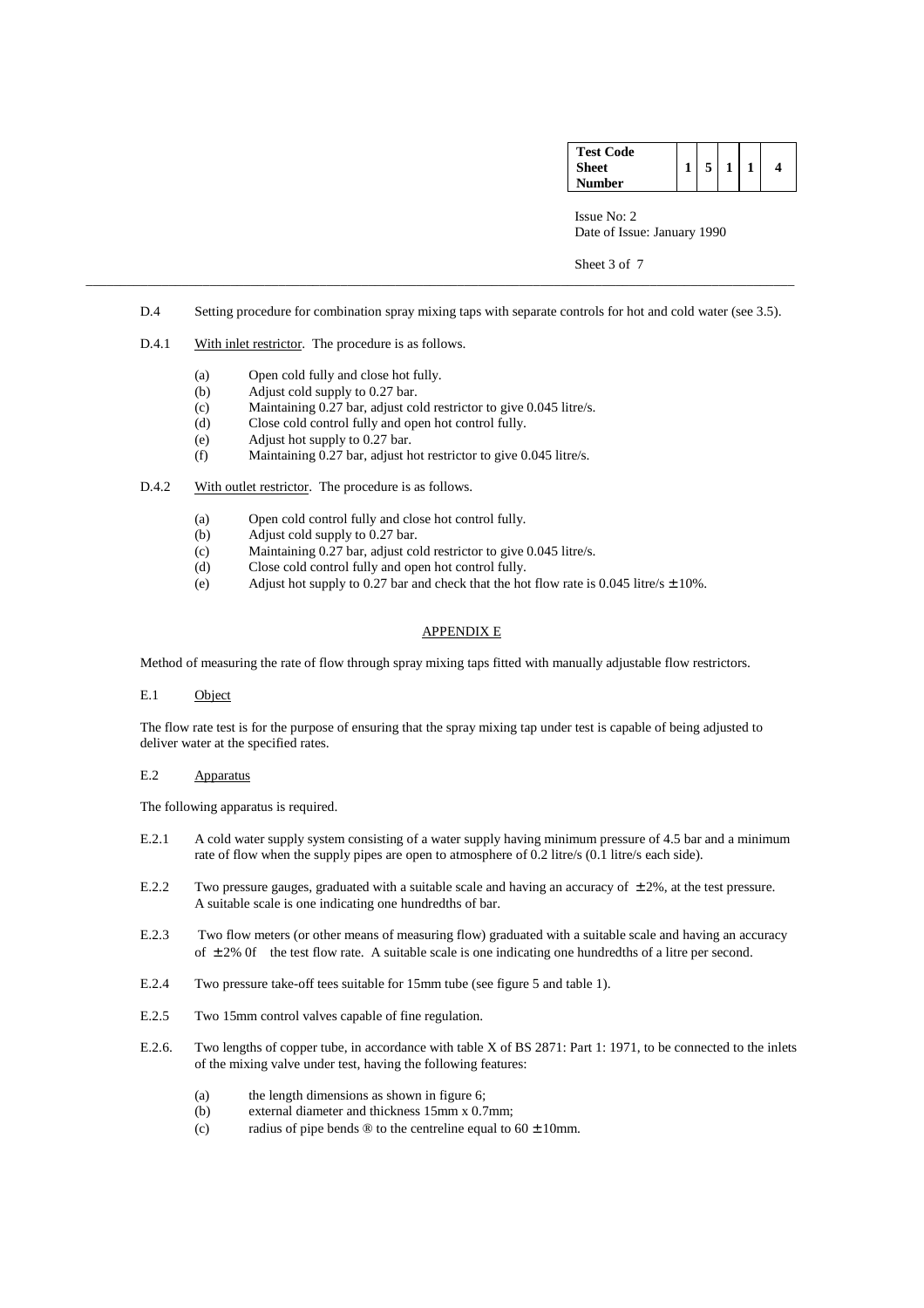D.4 Setting procedure for combination spray mixing taps with separate controls for hot and cold water (see 3.5).

D.4.1 With inlet restrictor. The procedure is as follows.

(a) Open cold fully and close hot fully.
(b) Adjust cold supply to 0.27 bar.
(c) Maintaining 0.27 bar, adjust cold restrictor to give 0.045 litre/s.
(d) Close cold control fully and open hot control fully.
(e) Adjust hot supply to 0.27 bar.
(f) Maintaining 0.27 bar, adjust hot restrictor to give 0.045 litre/s.

D.4.2 With outlet restrictor. The procedure is as follows.

(a) Open cold control fully and close hot control fully.
(b) Adjust cold supply to 0.27 bar.
(c) Maintaining 0.27 bar, adjust cold restrictor to give 0.045 litre/s.
(d) Close cold control fully and open hot control fully.
(e) Adjust hot supply to 0.27 bar and check that the hot flow rate is 0.045 litre/s ± 10%.

## APPENDIX E

Method of measuring the rate of flow through spray mixing taps fitted with manually adjustable flow restrictors.

E.1 Object

The flow rate test is for the purpose of ensuring that the spray mixing tap under test is capable of being adjusted to deliver water at the specified rates.

E.2 Apparatus

The following apparatus is required.

E.2.1 A cold water supply system consisting of a water supply having minimum pressure of 4.5 bar and a minimum rate of flow when the supply pipes are open to atmosphere of 0.2 litre/s (0.1 litre/s each side).

E.2.2 Two pressure gauges, graduated with a suitable scale and having an accuracy of ± 2%, at the test pressure. A suitable scale is one indicating one hundredths of bar.

E.2.3 Two flow meters (or other means of measuring flow) graduated with a suitable scale and having an accuracy of ± 2% 0f the test flow rate. A suitable scale is one indicating one hundredths of a litre per second.

E.2.4 Two pressure take-off tees suitable for 15mm tube (see figure 5 and table 1).

E.2.5 Two 15mm control valves capable of fine regulation.

E.2.6. Two lengths of copper tube, in accordance with table X of BS 2871: Part 1: 1971, to be connected to the inlets of the mixing valve under test, having the following features:

(a) the length dimensions as shown in figure 6;
(b) external diameter and thickness 15mm x 0.7mm;
(c) radius of pipe bends ® to the centreline equal to 60 ± 10mm.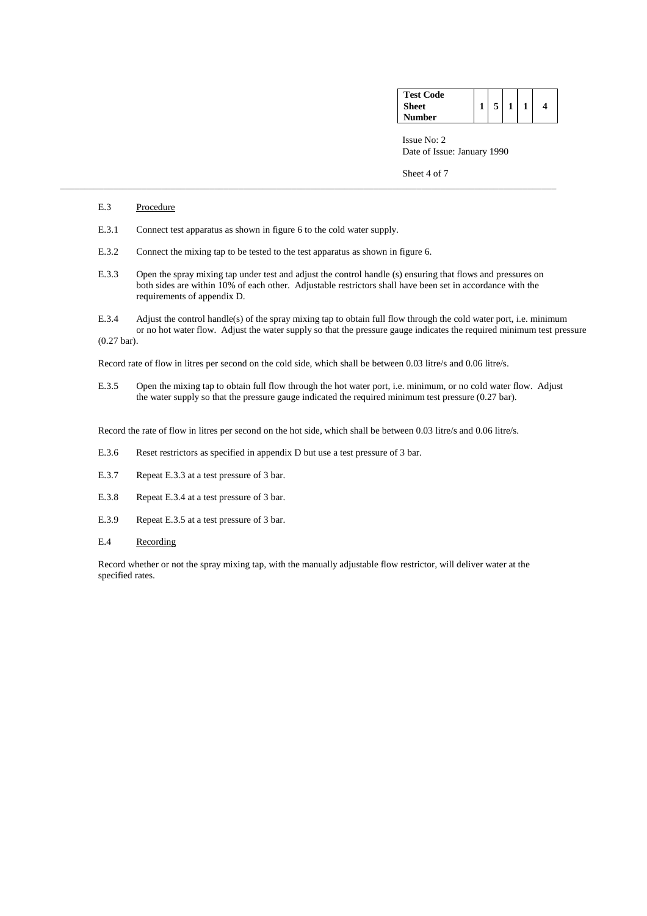E.3 Procedure

E.3.1 Connect test apparatus as shown in figure 6 to the cold water supply.

E.3.2 Connect the mixing tap to be tested to the test apparatus as shown in figure 6.

E.3.3 Open the spray mixing tap under test and adjust the control handle (s) ensuring that flows and pressures on both sides are within 10% of each other. Adjustable restrictors shall have been set in accordance with the requirements of appendix D.

E.3.4 Adjust the control handle(s) of the spray mixing tap to obtain full flow through the cold water port, i.e. minimum or no hot water flow. Adjust the water supply so that the pressure gauge indicates the required minimum test pressure (0.27 bar).

Record rate of flow in litres per second on the cold side, which shall be between 0.03 litre/s and 0.06 litre/s.

E.3.5 Open the mixing tap to obtain full flow through the hot water port, i.e. minimum, or no cold water flow. Adjust the water supply so that the pressure gauge indicated the required minimum test pressure (0.27 bar).

Record the rate of flow in litres per second on the hot side, which shall be between 0.03 litre/s and 0.06 litre/s.

E.3.6 Reset restrictors as specified in appendix D but use a test pressure of 3 bar.

E.3.7 Repeat E.3.3 at a test pressure of 3 bar.

E.3.8 Repeat E.3.4 at a test pressure of 3 bar.

E.3.9 Repeat E.3.5 at a test pressure of 3 bar.

E.4 Recording

Record whether or not the spray mixing tap, with the manually adjustable flow restrictor, will deliver water at the specified rates.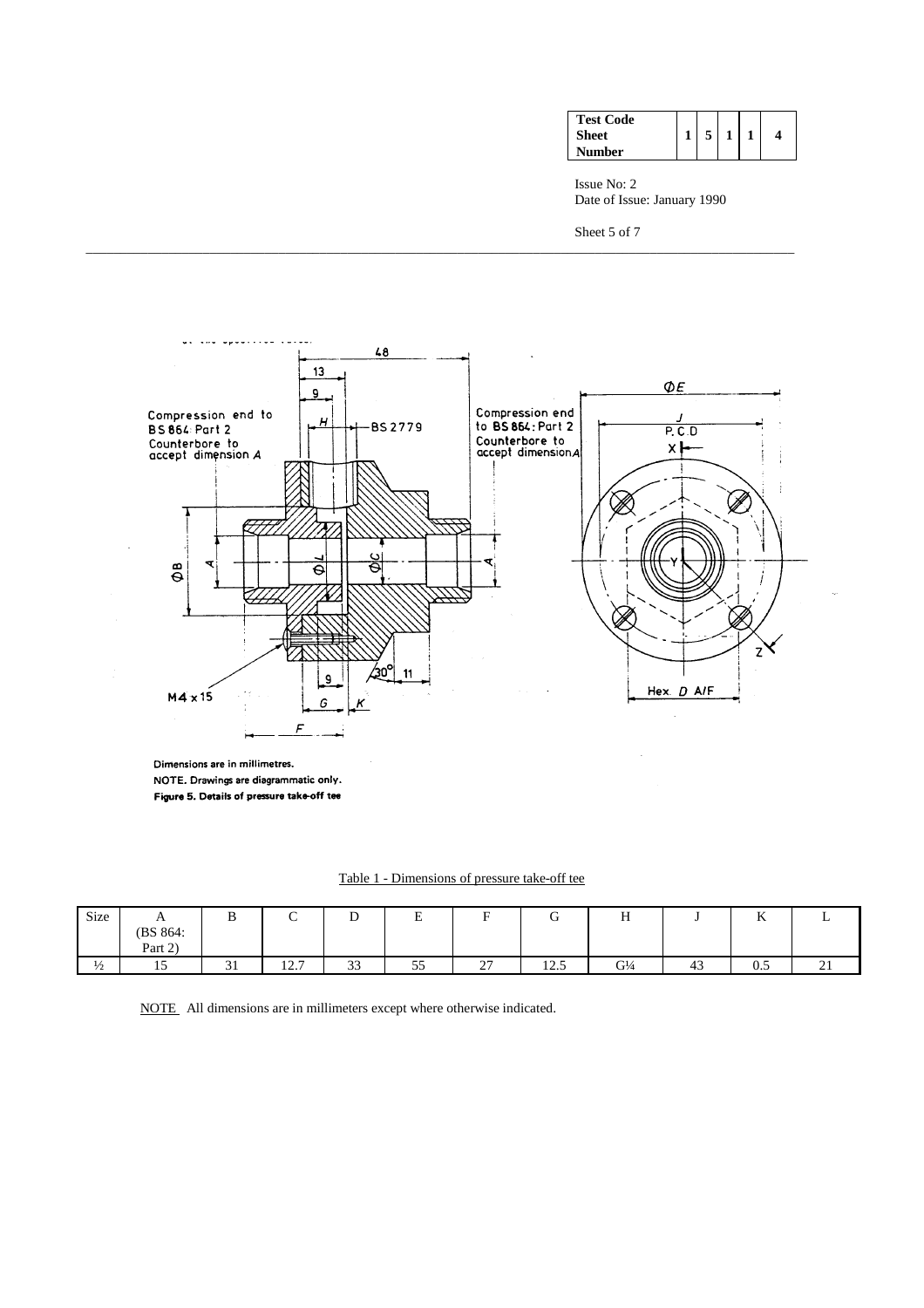| Test Code Sheet Number | 1 | 5 | 1 | 1 | 4 |
|---|---|---|---|---|---|

Issue No: 2
Date of Issue: January 1990

Compression end to BS 864: Part 2 Counterbore to accept dimension A

Compression end to BS 864: Part 2 Counterbore to accept dimension A

BS 2779

M4 x 15

Dimensions are in millimetres.
NOTE. Drawings are diagrammatic only.
**Figure 5. Details of pressure take-off tee**

Table 1 - Dimensions of pressure take-off tee

| Size | A (BS 864: Part 2) | B | C | D | E | F | G | H | J | K | L |
|---|---|---|---|---|---|---|---|---|---|---|---|
| ½ | 15 | 31 | 12.7 | 33 | 55 | 27 | 12.5 | G¼ | 43 | 0.5 | 21 |

NOTE All dimensions are in millimeters except where otherwise indicated.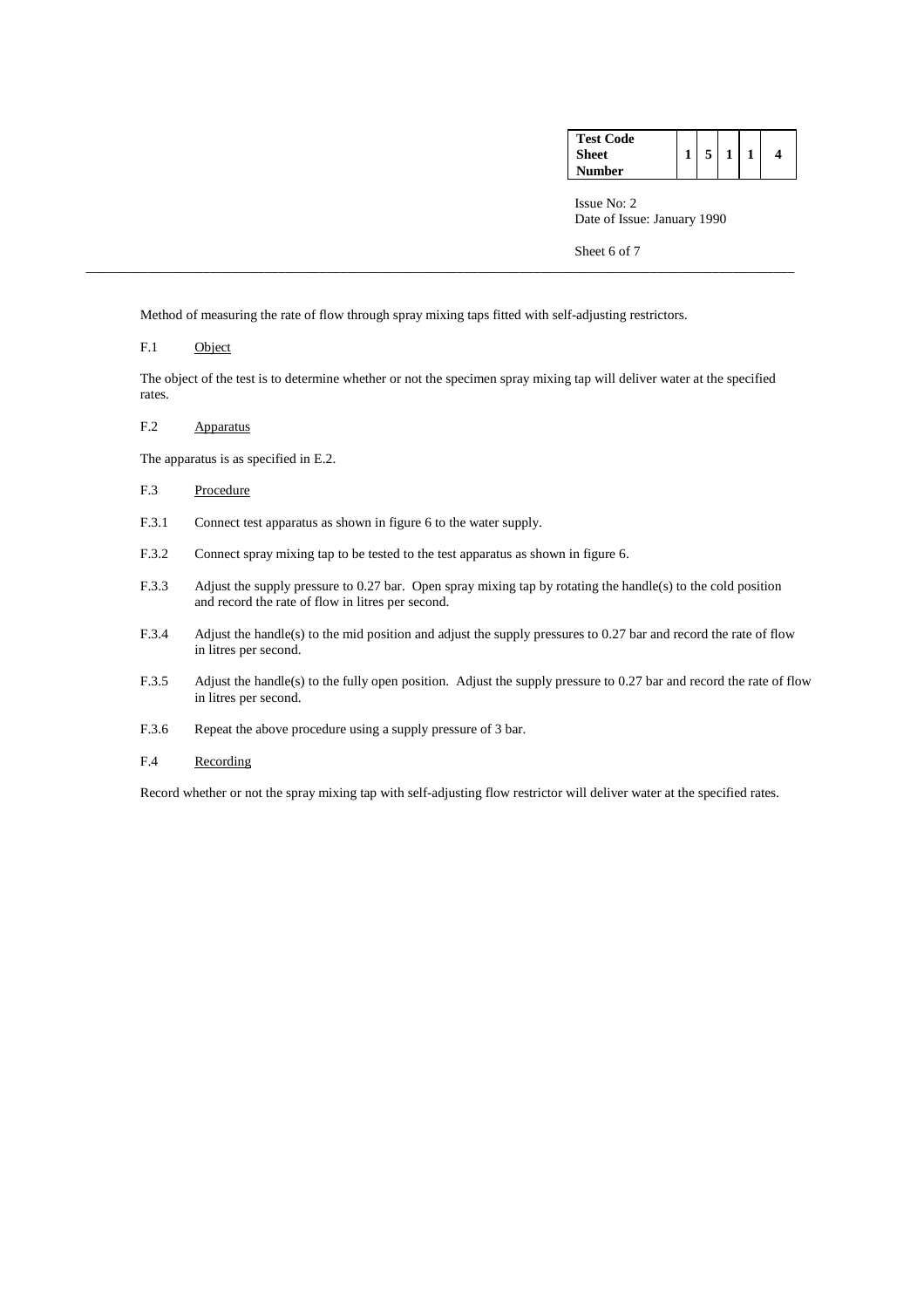Method of measuring the rate of flow through spray mixing taps fitted with self-adjusting restrictors.

F.1 Object

The object of the test is to determine whether or not the specimen spray mixing tap will deliver water at the specified rates.

F.2 Apparatus

The apparatus is as specified in E.2.

F.3 Procedure

F.3.1 Connect test apparatus as shown in figure 6 to the water supply.

F.3.2 Connect spray mixing tap to be tested to the test apparatus as shown in figure 6.

F.3.3 Adjust the supply pressure to 0.27 bar. Open spray mixing tap by rotating the handle(s) to the cold position and record the rate of flow in litres per second.

F.3.4 Adjust the handle(s) to the mid position and adjust the supply pressures to 0.27 bar and record the rate of flow in litres per second.

F.3.5 Adjust the handle(s) to the fully open position. Adjust the supply pressure to 0.27 bar and record the rate of flow in litres per second.

F.3.6 Repeat the above procedure using a supply pressure of 3 bar.

F.4 Recording

Record whether or not the spray mixing tap with self-adjusting flow restrictor will deliver water at the specified rates.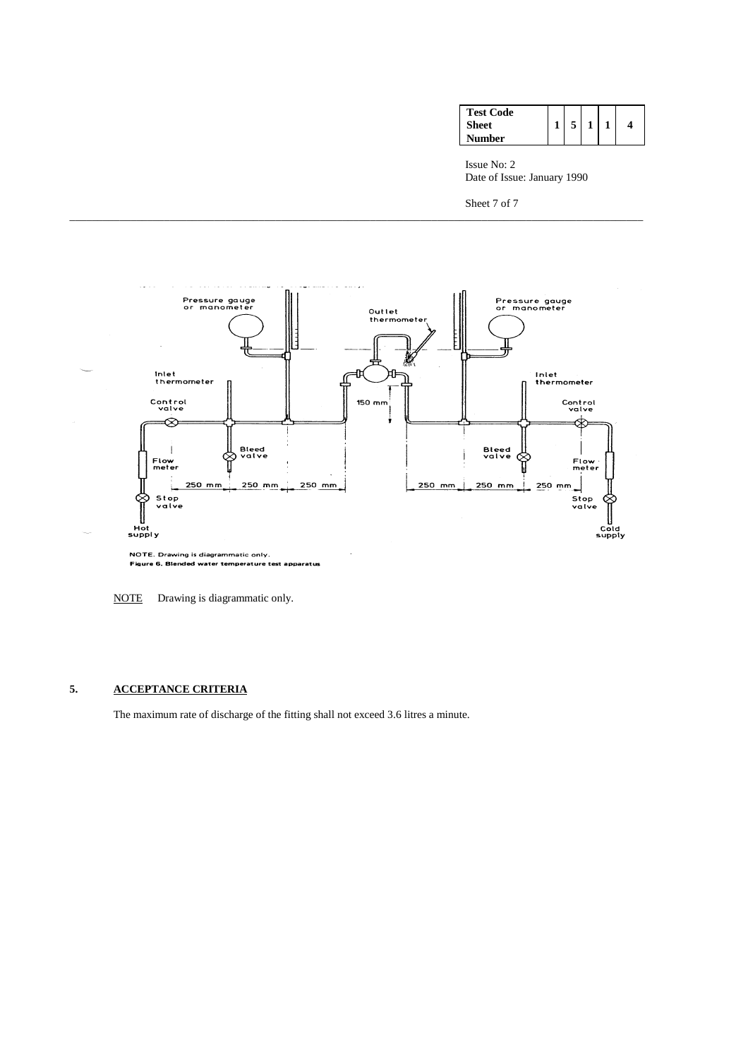Pressure gauge or manometer

Outlet thermometer

Pressure gauge or manometer

Inlet thermometer

Inlet thermometer

Control valve

150 mm

Control valve

Bleed valve

Bleed valve

Flow meter

Flow meter

250 mm 250 mm 250 mm

250 mm 250 mm 250 mm

Stop valve

Stop valve

Hot supply

Cold supply

NOTE. Drawing is diagrammatic only.

**Figure 6. Blended water temperature test apparatus**

NOTE Drawing is diagrammatic only.

## 5. ACCEPTANCE CRITERIA

The maximum rate of discharge of the fitting shall not exceed 3.6 litres a minute.